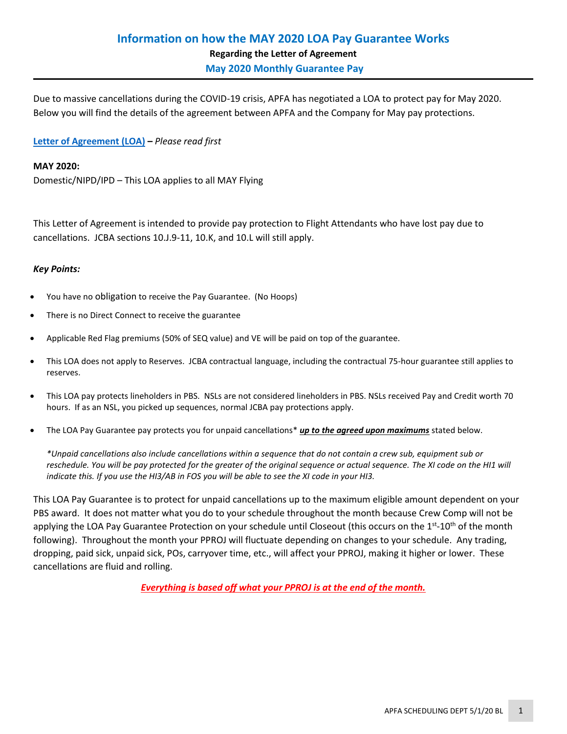# Information on how the MAY 2020 LOA Pay Guarantee Works

**Regarding the Letter of Agreement**

## May 2020 Monthly Guarantee Pay

Due to massive cancellations during the COVID-19 crisis, APFA has negotiated a LOA to protect pay for May 2020. Below you will find the details of the agreement between APFA and the Company for May pay protections.

**Letter of Agreement (LOA)** – *Please read first*

**MAY 2020:**

Domestic/NIPD/IPD – This LOA applies to all MAY Flying

This Letter of Agreement is intended to provide pay protection to Flight Attendants who have lost pay due to cancellations. JCBA sections 10.J.9-11, 10.K, and 10.L will still apply.

***Key Points:***

- You have no obligation to receive the Pay Guarantee. (No Hoops)
- There is no Direct Connect to receive the guarantee
- Applicable Red Flag premiums (50% of SEQ value) and VE will be paid on top of the guarantee.
- This LOA does not apply to Reserves. JCBA contractual language, including the contractual 75-hour guarantee still applies to reserves.
- This LOA pay protects lineholders in PBS. NSLs are not considered lineholders in PBS. NSLs received Pay and Credit worth 70 hours. If as an NSL, you picked up sequences, normal JCBA pay protections apply.
- The LOA Pay Guarantee pay protects you for unpaid cancellations* ***up to the agreed upon maximums*** stated below.

  *\*Unpaid cancellations also include cancellations within a sequence that do not contain a crew sub, equipment sub or reschedule. You will be pay protected for the greater of the original sequence or actual sequence. The XI code on the HI1 will indicate this. If you use the HI3/AB in FOS you will be able to see the XI code in your HI3.*

This LOA Pay Guarantee is to protect for unpaid cancellations up to the maximum eligible amount dependent on your PBS award. It does not matter what you do to your schedule throughout the month because Crew Comp will not be applying the LOA Pay Guarantee Protection on your schedule until Closeout (this occurs on the 1st-10th of the month following). Throughout the month your PPROJ will fluctuate depending on changes to your schedule. Any trading, dropping, paid sick, unpaid sick, POs, carryover time, etc., will affect your PPROJ, making it higher or lower. These cancellations are fluid and rolling.

***Everything is based off what your PPROJ is at the end of the month.***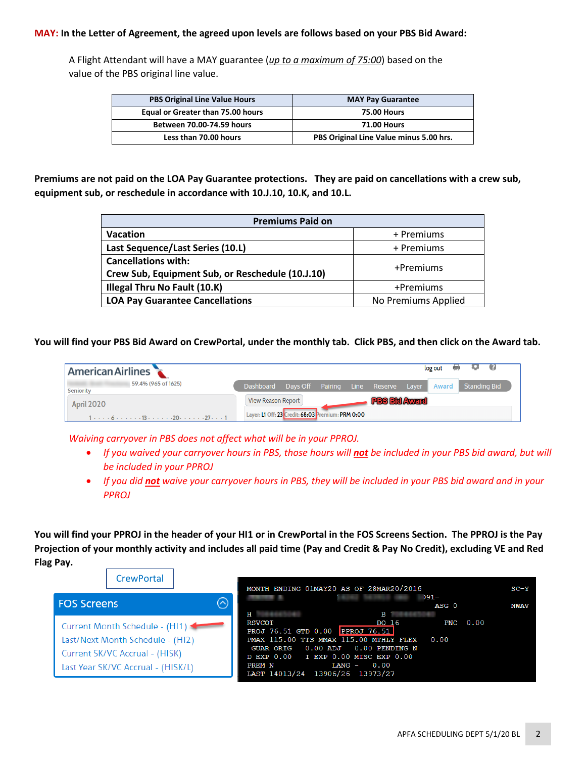**MAY: In the Letter of Agreement, the agreed upon levels are follows based on your PBS Bid Award:**

A Flight Attendant will have a MAY guarantee (*up to a maximum of 75:00*) based on the value of the PBS original line value.

| PBS Original Line Value Hours | MAY Pay Guarantee |
|---|---|
| Equal or Greater than 75.00 hours | 75.00 Hours |
| Between 70.00-74.59 hours | 71.00 Hours |
| Less than 70.00 hours | PBS Original Line Value minus 5.00 hrs. |

**Premiums are not paid on the LOA Pay Guarantee protections. They are paid on cancellations with a crew sub, equipment sub, or reschedule in accordance with 10.J.10, 10.K, and 10.L.**

| Premiums Paid on | |
|---|---|
| **Vacation** | + Premiums |
| **Last Sequence/Last Series (10.L)** | + Premiums |
| **Cancellations with: Crew Sub, Equipment Sub, or Reschedule (10.J.10)** | +Premiums |
| **Illegal Thru No Fault (10.K)** | +Premiums |
| **LOA Pay Guarantee Cancellations** | No Premiums Applied |

**You will find your PBS Bid Award on CrewPortal, under the monthly tab. Click PBS, and then click on the Award tab.**

*Waiving carryover in PBS does not affect what will be in your PPROJ.*

- *If you waived your carryover hours in PBS, those hours will **not** be included in your PBS bid award, but will be included in your PPROJ*
- *If you did **not** waive your carryover hours in PBS, they will be included in your PBS bid award and in your PPROJ*

**You will find your PPROJ in the header of your HI1 or in CrewPortal in the FOS Screens Section. The PPROJ is the Pay Projection of your monthly activity and includes all paid time (Pay and Credit & Pay No Credit), excluding VE and Red Flag Pay.**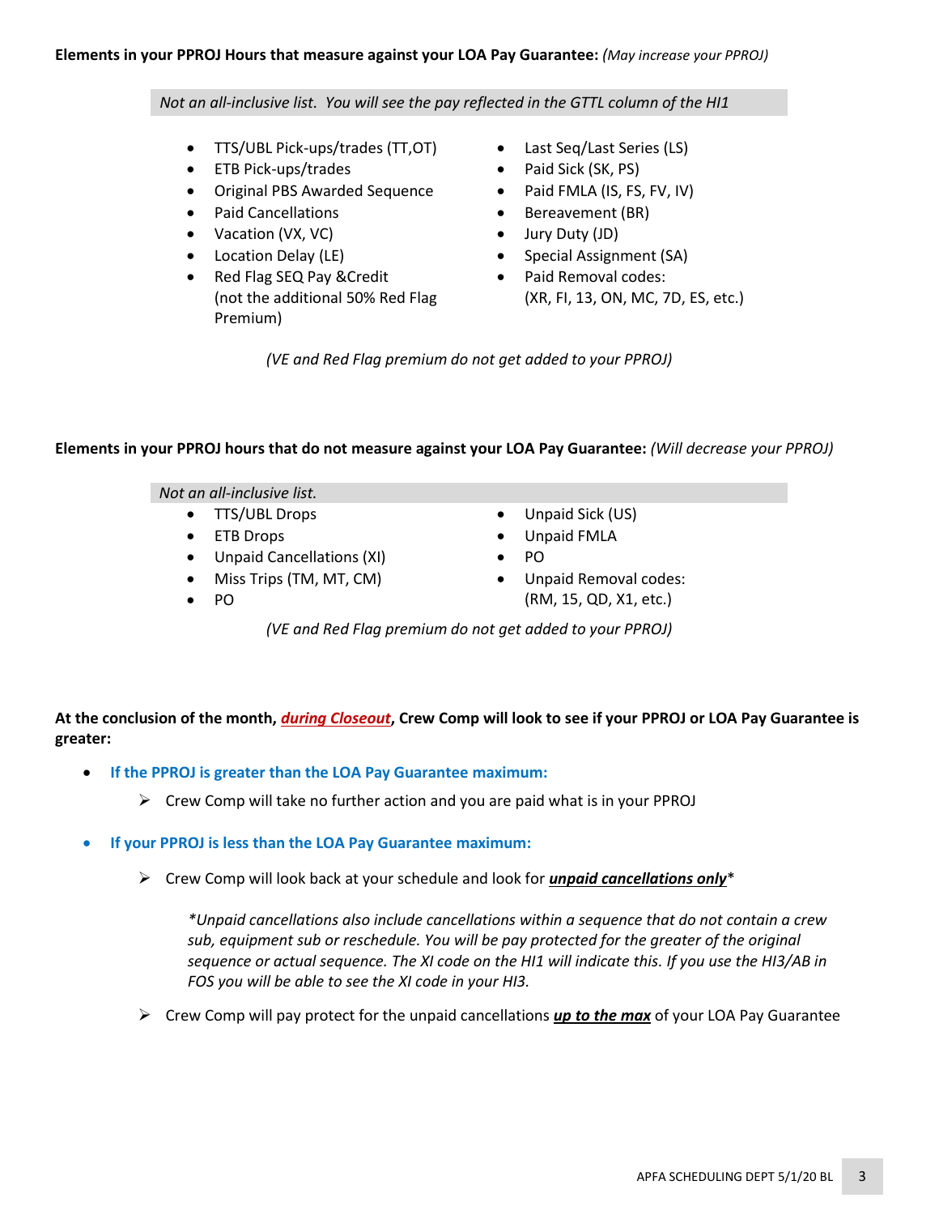**Elements in your PPROJ Hours that measure against your LOA Pay Guarantee:** *(May increase your PPROJ)*

*Not an all-inclusive list. You will see the pay reflected in the GTTL column of the HI1*

- TTS/UBL Pick-ups/trades (TT,OT)
- ETB Pick-ups/trades
- Original PBS Awarded Sequence
- Paid Cancellations
- Vacation (VX, VC)
- Location Delay (LE)
- Red Flag SEQ Pay &Credit (not the additional 50% Red Flag Premium)
- Last Seq/Last Series (LS)
- Paid Sick (SK, PS)
- Paid FMLA (IS, FS, FV, IV)
- Bereavement (BR)
- Jury Duty (JD)
- Special Assignment (SA)
- Paid Removal codes: (XR, FI, 13, ON, MC, 7D, ES, etc.)

*(VE and Red Flag premium do not get added to your PPROJ)*

**Elements in your PPROJ hours that do not measure against your LOA Pay Guarantee:** *(Will decrease your PPROJ)*

*Not an all-inclusive list.*

- TTS/UBL Drops
- ETB Drops
- Unpaid Cancellations (XI)
- Miss Trips (TM, MT, CM)
- PO
- Unpaid Sick (US)
- Unpaid FMLA
- PO
- Unpaid Removal codes: (RM, 15, QD, X1, etc.)

*(VE and Red Flag premium do not get added to your PPROJ)*

**At the conclusion of the month, *<u>during Closeout</u>*, Crew Comp will look to see if your PPROJ or LOA Pay Guarantee is greater:**

- **If the PPROJ is greater than the LOA Pay Guarantee maximum:**
  - Crew Comp will take no further action and you are paid what is in your PPROJ
- **If your PPROJ is less than the LOA Pay Guarantee maximum:**
  - Crew Comp will look back at your schedule and look for ***<u>unpaid cancellations only</u>****

    **Unpaid cancellations also include cancellations within a sequence that do not contain a crew sub, equipment sub or reschedule. You will be pay protected for the greater of the original sequence or actual sequence. The XI code on the HI1 will indicate this. If you use the HI3/AB in FOS you will be able to see the XI code in your HI3.*

  - Crew Comp will pay protect for the unpaid cancellations ***<u>up to the max</u>*** of your LOA Pay Guarantee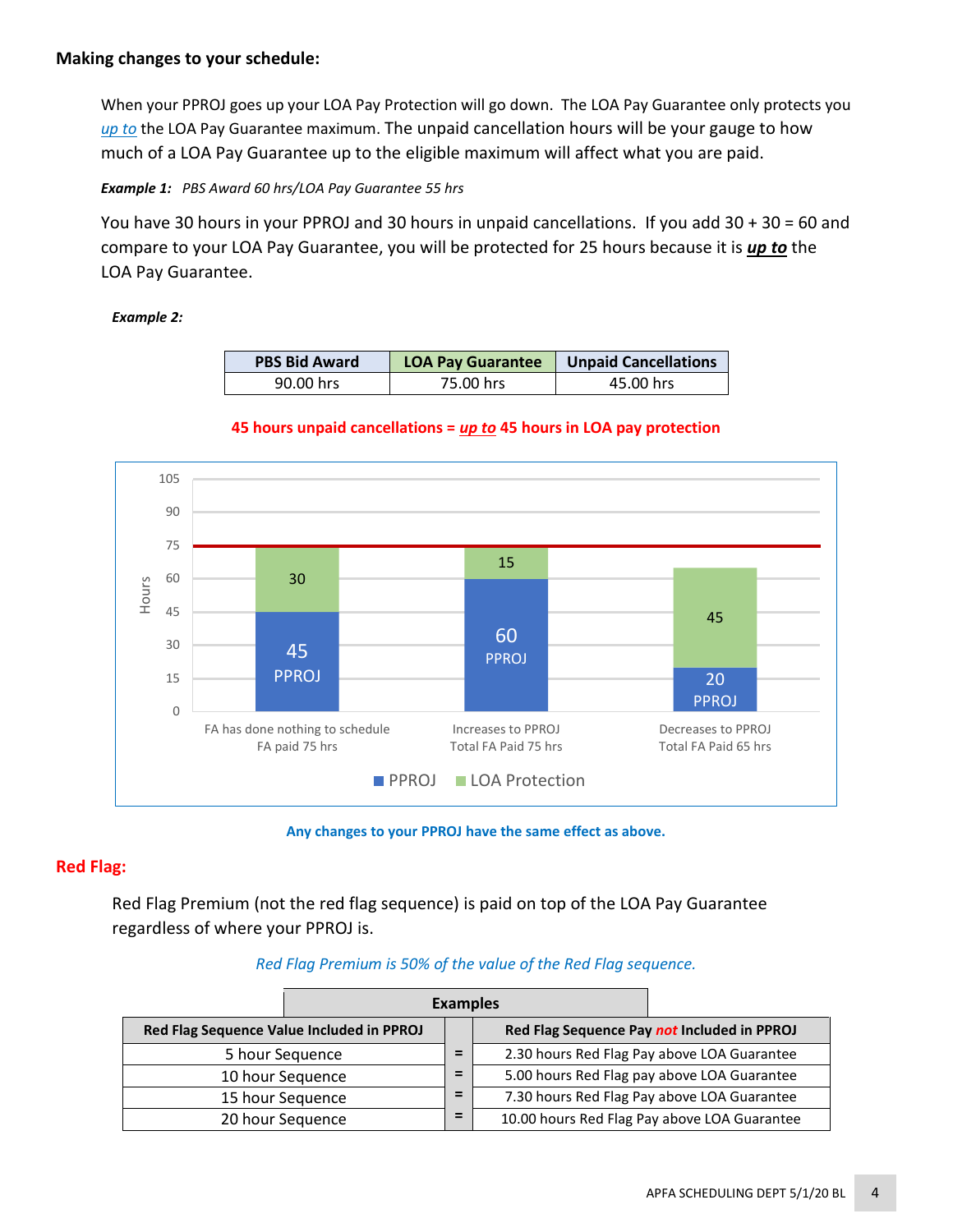### Making changes to your schedule:

When your PPROJ goes up your LOA Pay Protection will go down. The LOA Pay Guarantee only protects you *up to* the LOA Pay Guarantee maximum. The unpaid cancellation hours will be your gauge to how much of a LOA Pay Guarantee up to the eligible maximum will affect what you are paid.

***Example 1:*** *PBS Award 60 hrs/LOA Pay Guarantee 55 hrs*

You have 30 hours in your PPROJ and 30 hours in unpaid cancellations. If you add 30 + 30 = 60 and compare to your LOA Pay Guarantee, you will be protected for 25 hours because it is ***up to*** the LOA Pay Guarantee.

***Example 2:***

| PBS Bid Award | LOA Pay Guarantee | Unpaid Cancellations |
|---|---|---|
| 90.00 hrs | 75.00 hrs | 45.00 hrs |

**45 hours unpaid cancellations = *up to* 45 hours in LOA pay protection**

| | PPROJ | LOA Protection | |
|---|---|---|---|
| FA has done nothing to schedule | 45 | 30 | FA paid 75 hrs |
| Increases to PPROJ | 60 | 15 | Total FA Paid 75 hrs |
| Decreases to PPROJ | 20 | 45 | Total FA Paid 65 hrs |

**Any changes to your PPROJ have the same effect as above.**

### Red Flag:

Red Flag Premium (not the red flag sequence) is paid on top of the LOA Pay Guarantee regardless of where your PPROJ is.

*Red Flag Premium is 50% of the value of the Red Flag sequence.*

| Examples | | |
|---|---|---|
| **Red Flag Sequence Value Included in PPROJ** | | **Red Flag Sequence Pay *not* Included in PPROJ** |
| 5 hour Sequence | = | 2.30 hours Red Flag Pay above LOA Guarantee |
| 10 hour Sequence | = | 5.00 hours Red Flag pay above LOA Guarantee |
| 15 hour Sequence | = | 7.30 hours Red Flag Pay above LOA Guarantee |
| 20 hour Sequence | = | 10.00 hours Red Flag Pay above LOA Guarantee |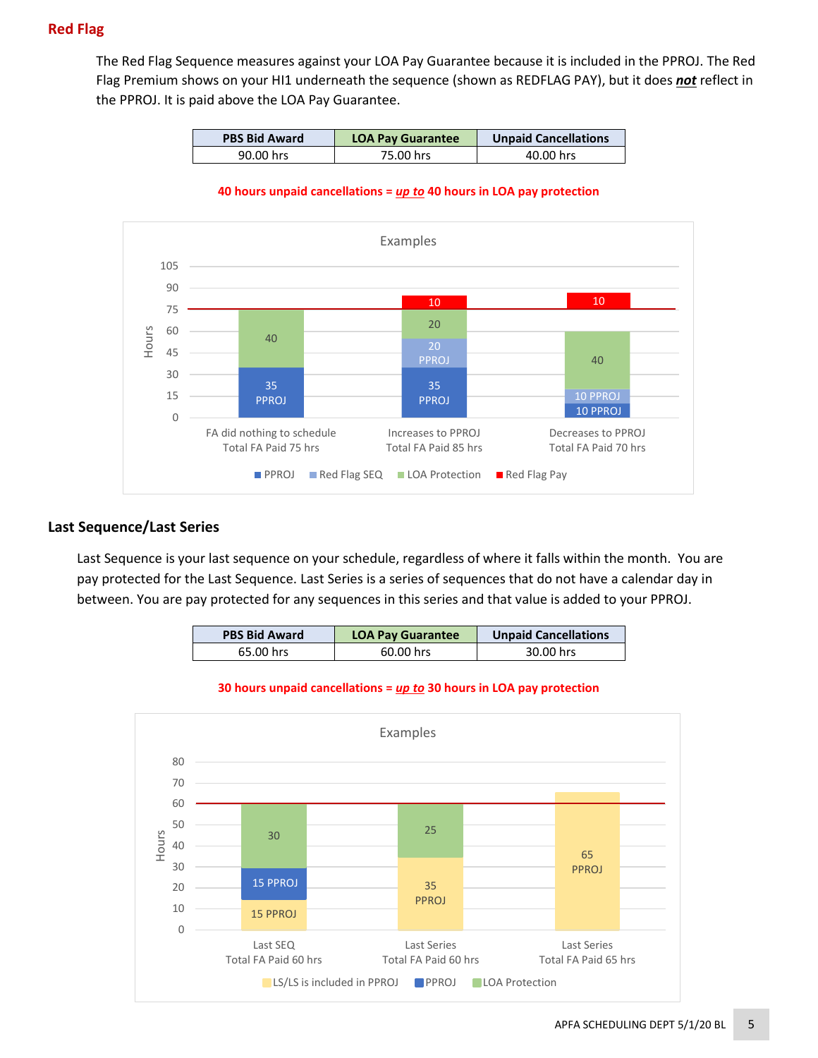## Red Flag

The Red Flag Sequence measures against your LOA Pay Guarantee because it is included in the PPROJ. The Red Flag Premium shows on your HI1 underneath the sequence (shown as REDFLAG PAY), but it does ***not*** reflect in the PPROJ. It is paid above the LOA Pay Guarantee.

| PBS Bid Award | LOA Pay Guarantee | Unpaid Cancellations |
|---|---|---|
| 90.00 hrs | 75.00 hrs | 40.00 hrs |

**40 hours unpaid cancellations = *up to* 40 hours in LOA pay protection**

Examples

| | FA did nothing to schedule<br>Total FA Paid 75 hrs | Increases to PPROJ<br>Total FA Paid 85 hrs | Decreases to PPROJ<br>Total FA Paid 70 hrs |
|---|---|---|---|
| PPROJ | 35 | 35 | 10 |
| Red Flag SEQ | | 20 | 10 |
| LOA Protection | 40 | 20 | 40 |
| Red Flag Pay | | 10 | 10 |

## Last Sequence/Last Series

Last Sequence is your last sequence on your schedule, regardless of where it falls within the month. You are pay protected for the Last Sequence. Last Series is a series of sequences that do not have a calendar day in between. You are pay protected for any sequences in this series and that value is added to your PPROJ.

| PBS Bid Award | LOA Pay Guarantee | Unpaid Cancellations |
|---|---|---|
| 65.00 hrs | 60.00 hrs | 30.00 hrs |

**30 hours unpaid cancellations = *up to* 30 hours in LOA pay protection**

Examples

| | Last SEQ<br>Total FA Paid 60 hrs | Last Series<br>Total FA Paid 60 hrs | Last Series<br>Total FA Paid 65 hrs |
|---|---|---|---|
| LS/LS is included in PPROJ | 15 | 35 | 65 |
| PPROJ | 15 | | |
| LOA Protection | 30 | 25 | |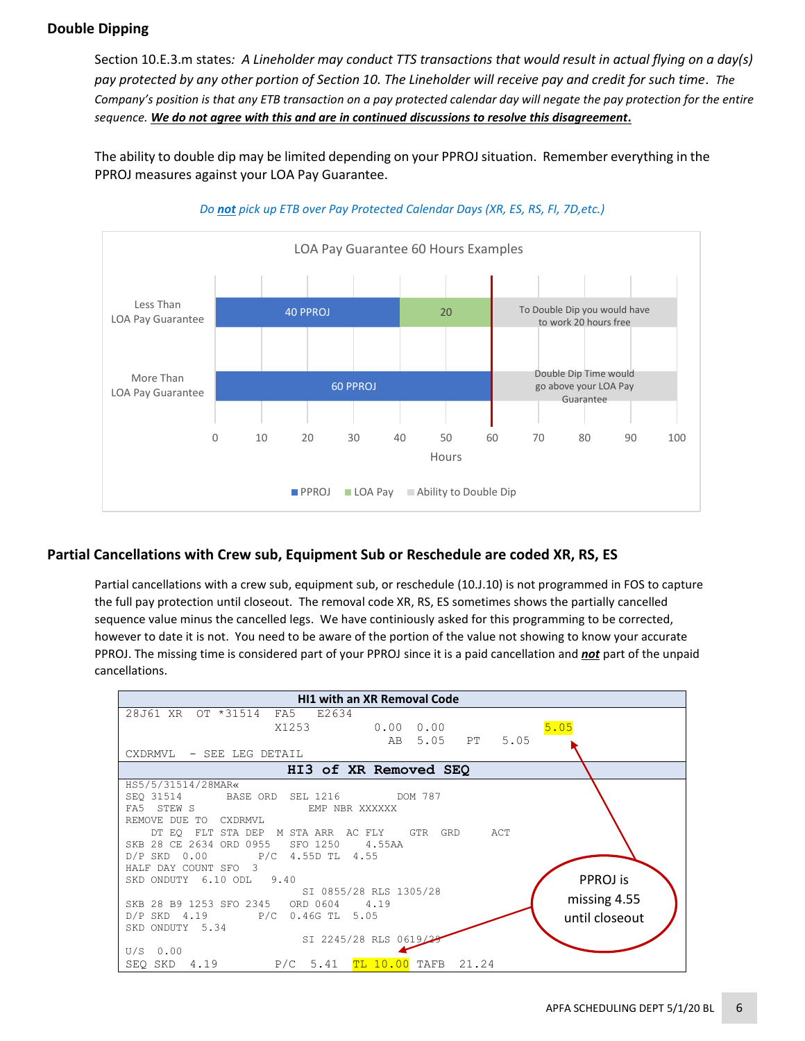## Double Dipping

Section 10.E.3.m states*: A Lineholder may conduct TTS transactions that would result in actual flying on a day(s) pay protected by any other portion of Section 10. The Lineholder will receive pay and credit for such time*. *The Company's position is that any ETB transaction on a pay protected calendar day will negate the pay protection for the entire sequence.* ***<u>We do not agree with this and are in continued discussions to resolve this disagreement.</u>***

The ability to double dip may be limited depending on your PPROJ situation. Remember everything in the PPROJ measures against your LOA Pay Guarantee.

*Do **<u>not</u>** pick up ETB over Pay Protected Calendar Days (XR, ES, RS, FI, 7D,etc.)*

LOA Pay Guarantee 60 Hours Examples

| | PPROJ | LOA Pay | Ability to Double Dip |
|---|---|---|---|
| Less Than LOA Pay Guarantee | 40 PPROJ | 20 | To Double Dip you would have to work 20 hours free |
| More Than LOA Pay Guarantee | 60 PPROJ | | Double Dip Time would go above your LOA Pay Guarantee |

Hours (0–100)

## Partial Cancellations with Crew sub, Equipment Sub or Reschedule are coded XR, RS, ES

Partial cancellations with a crew sub, equipment sub, or reschedule (10.J.10) is not programmed in FOS to capture the full pay protection until closeout. The removal code XR, RS, ES sometimes shows the partially cancelled sequence value minus the cancelled legs. We have continiously asked for this programming to be corrected, however to date it is not. You need to be aware of the portion of the value not showing to know your accurate PPROJ. The missing time is considered part of your PPROJ since it is a paid cancellation and ***<u>not</u>*** part of the unpaid cancellations.

**HI1 with an XR Removal Code**

```
28J61 XR   OT *31514  FA5    E2634
                      X1253           0.00   0.00              5.05
                                         AB   5.05    PT     5.05
CXDRMVL  - SEE LEG DETAIL
```

**HI3 of XR Removed SEQ**

```
HS5/5/31514/28MAR«
SEQ 31514       BASE ORD  SEL 1216        DOM 787
FA5  STEW S                  EMP NBR XXXXXX
REMOVE DUE TO  CXDRMVL
    DT EQ  FLT STA DEP  M STA ARR  AC FLY    GTR  GRD      ACT
SKB 28 CE 2634 ORD 0955   SFO 1250    4.55AA
D/P SKD  0.00         P/C  4.55D TL  4.55
HALF DAY COUNT SFO  3
SKD ONDUTY  6.10 ODL   9.40
                           SI 0855/28 RLS 1305/28
SKB 28 B9 1253 SFO 2345   ORD 0604    4.19
D/P SKD  4.19         P/C  0.46G TL  5.05
SKD ONDUTY  5.34
                           SI 2245/28 RLS 0619/29
U/S  0.00
SEQ SKD   4.19         P/C  5.41  TL 10.00  TAFB   21.24
```

PPROJ is missing 4.55 until closeout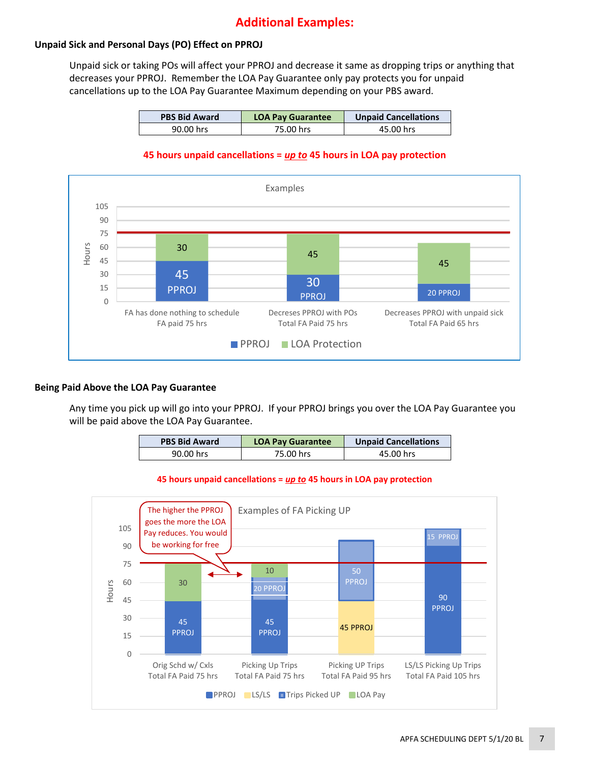# Additional Examples:

**Unpaid Sick and Personal Days (PO) Effect on PPROJ**

Unpaid sick or taking POs will affect your PPROJ and decrease it same as dropping trips or anything that decreases your PPROJ. Remember the LOA Pay Guarantee only pay protects you for unpaid cancellations up to the LOA Pay Guarantee Maximum depending on your PBS award.

| PBS Bid Award | LOA Pay Guarantee | Unpaid Cancellations |
|---|---|---|
| 90.00 hrs | 75.00 hrs | 45.00 hrs |

**45 hours unpaid cancellations = *up to* 45 hours in LOA pay protection**

Examples

Hours

105
90
75
60
45
30
15
0

30
45
PPROJ

45
30
PPROJ

45
20 PPROJ

FA has done nothing to schedule
FA paid 75 hrs

Decreses PPROJ with POs
Total FA Paid 75 hrs

Decreases PPROJ with unpaid sick
Total FA Paid 65 hrs

PPROJ
LOA Protection

**Being Paid Above the LOA Pay Guarantee**

Any time you pick up will go into your PPROJ. If your PPROJ brings you over the LOA Pay Guarantee you will be paid above the LOA Pay Guarantee.

| PBS Bid Award | LOA Pay Guarantee | Unpaid Cancellations |
|---|---|---|
| 90.00 hrs | 75.00 hrs | 45.00 hrs |

**45 hours unpaid cancellations = *up to* 45 hours in LOA pay protection**

Examples of FA Picking UP

The higher the PPROJ goes the more the LOA Pay reduces. You would be working for free

Hours

105
90
75
60
45
30
15
0

30
45
PPROJ

10
20 PPROJ
45
PPROJ

50
PPROJ
45 PPROJ

15 PPROJ
90
PPROJ

Orig Schd w/ Cxls
Total FA Paid 75 hrs

Picking Up Trips
Total FA Paid 75 hrs

Picking UP Trips
Total FA Paid 95 hrs

LS/LS Picking Up Trips
Total FA Paid 105 hrs

PPROJ
LS/LS
Trips Picked UP
LOA Pay

APFA SCHEDULING DEPT 5/1/20 BL